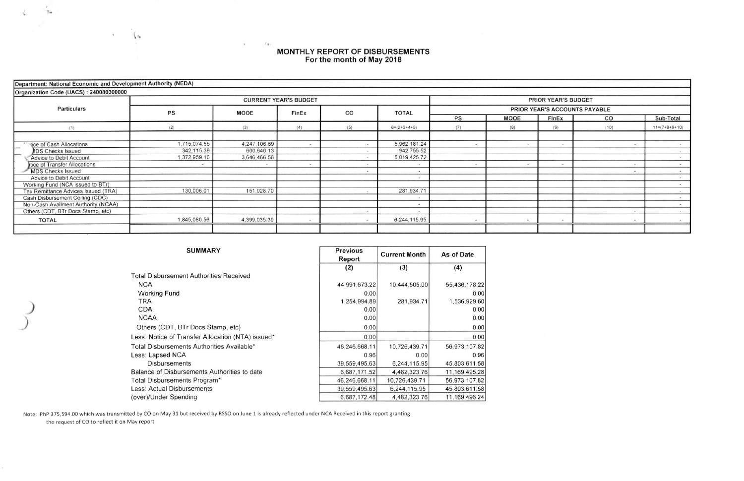# MONTHLY REPORT OF DISBURSEMENTS
## For the month of May 2018

Department: National Economic and Development Authority (NEDA)

Organization Code (UACS) : 240080300000

| Particulars | CURRENT YEAR'S BUDGET | | | | | PRIOR YEAR'S BUDGET | | | | |
|---|---|---|---|---|---|---|---|---|---|---|
| | | | | | | PRIOR YEAR'S ACCOUNTS PAYABLE | | | | |
| | PS | MOOE | FinEx | CO | TOTAL | PS | MOOE | FinEx | CO | Sub-Total |
| (1) | (2) | (3) | (4) | (5) | 6=(2+3+4+5) | (7) | (8) | (9) | (10) | 11=(7+8+9+10) |
| ...ice of Cash Allocations | 1,715,074.55 | 4,247,106.69 | - | - | 5,962,181.24 | - | - | - | - | - |
| ...DS Checks Issued | 342,115.39 | 600,640.13 | | - | 942,755.52 | | | | | - |
| Advice to Debit Account | 1,372,959.16 | 3,646,466.56 | | - | 5,019,425.72 | | | | | - |
| ...tice of Transfer Allocations | - | - | - | - | - | - | - | - | - | - |
| MDS Checks Issued | | | | - | - | | | | - | - |
| Advice to Debit Account | | | | | - | | | | | - |
| Working Fund (NCA issued to BTr) | | | | | | | | | | - |
| Tax Remittance Advices Issued (TRA) | 130,006.01 | 151,928.70 | | - | 281,934.71 | | | | | - |
| Cash Disbursement Ceiling (CDC) | | | | | - | | | | | - |
| Non-Cash Availment Authority (NCAA) | | | | | - | | | | | - |
| Others (CDT, BTr Docs Stamp, etc) | | | | - | - | | | | - | - |
| TOTAL | 1,845,080.56 | 4,399,035.39 | - | - | 6,244,115.95 | - | - | - | - | - |

| SUMMARY | Previous Report | Current Month | As of Date |
|---|---|---|---|
| | (2) | (3) | (4) |
| Total Disbursement Authorities Received | | | |
| NCA | 44,991,673.22 | 10,444,505.00 | 55,436,178.22 |
| Working Fund | 0.00 | | 0.00 |
| TRA | 1,254,994.89 | 281,934.71 | 1,536,929.60 |
| CDA | 0.00 | | 0.00 |
| NCAA | 0.00 | | 0.00 |
| Others (CDT, BTr Docs Stamp, etc) | 0.00 | | 0.00 |
| Less: Notice of Transfer Allocation (NTA) issued* | 0.00 | | 0.00 |
| Total Disbursements Authorities Available* | 46,246,668.11 | 10,726,439.71 | 56,973,107.82 |
| Less: Lapsed NCA | 0.96 | 0.00 | 0.96 |
| Disbursements | 39,559,495.63 | 6,244,115.95 | 45,803,611.58 |
| Balance of Disbursements Authorities to date | 6,687,171.52 | 4,482,323.76 | 11,169,495.28 |
| Total Disbursements Program* | 46,246,668.11 | 10,726,439.71 | 56,973,107.82 |
| Less: Actual Disbursements | 39,559,495.63 | 6,244,115.95 | 45,803,611.58 |
| (over)/Under Spending | 6,687,172.48 | 4,482,323.76 | 11,169,496.24 |

Note: PhP 375,594.00 which was transmitted by CO on May 31 but received by RSSO on June 1 is already reflected under NCA Received in this report granting the request of CO to reflect it on May report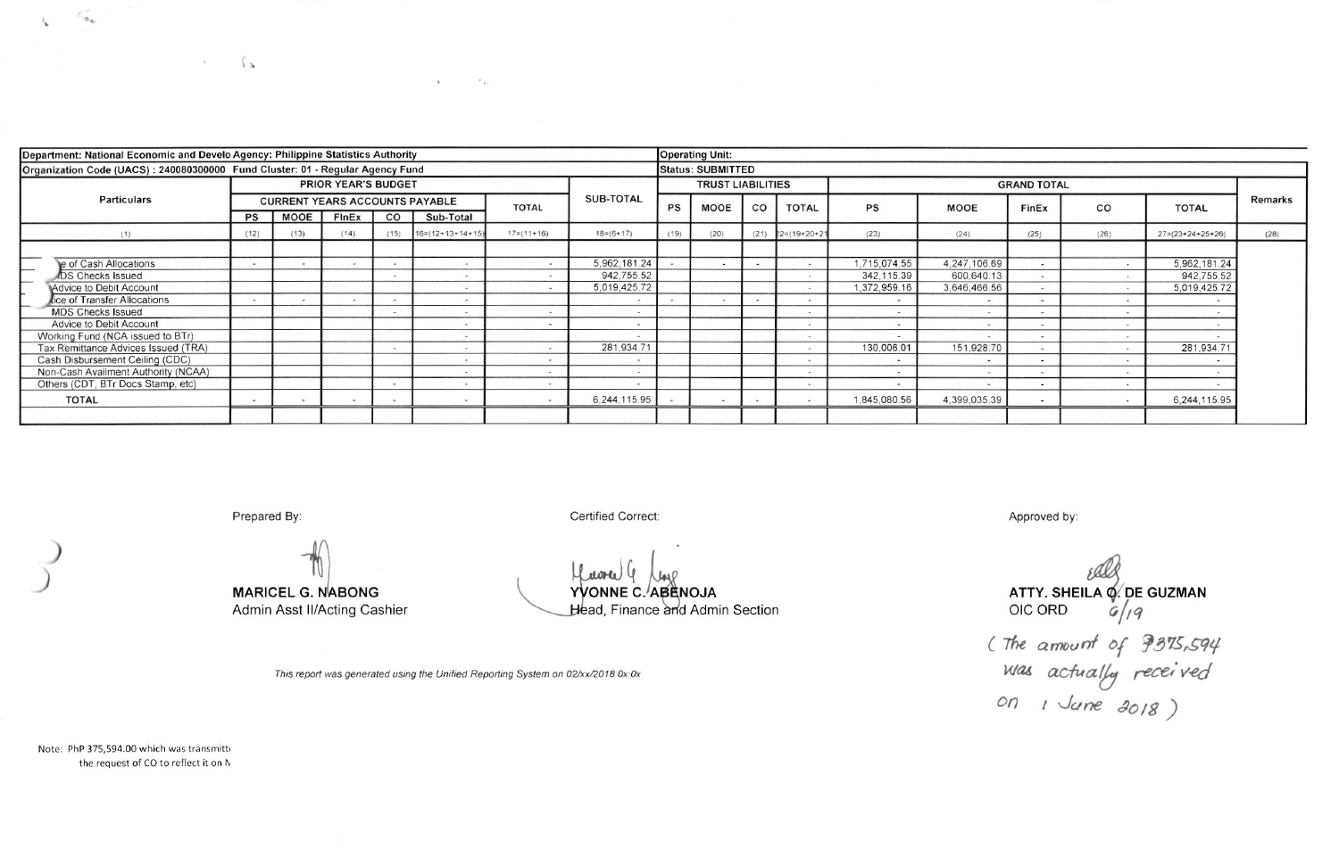| Department: National Economic and Develo Agency: Philippine Statistics Authority | | | | | | | | | Operating Unit: | | | | | | | | | | |
|---|---|---|---|---|---|---|---|---|---|---|---|---|---|---|---|---|---|---|---|
| Organization Code (UACS) : 240080300000 Fund Cluster: 01 - Regular Agency Fund | | | | | | | | | Status: SUBMITTED | | | | | | | | | | |
| Particulars | PRIOR YEAR'S BUDGET | | | | | | | SUB-TOTAL | TRUST LIABILITIES | | | | GRAND TOTAL | | | | | Remarks |
| | CURRENT YEARS ACCOUNTS PAYABLE | | | | | TOTAL | | | PS | MOOE | CO | TOTAL | PS | MOOE | FinEx | CO | TOTAL | |
| | PS | MOOE | FinEx | CO | Sub-Total | | | | | | | | | | | | | |
| (1) | (12) | (13) | (14) | (15) | 16=(12+13+14+15) | 17=(11+16) | 18=(6+17) | (19) | (20) | (21) | 22=(19+20+21) | (23) | (24) | (25) | (26) | 27=(23+24+25+26) | (28) |
| e of Cash Allocations | - | - | - | - | - | - | 5,962,181.24 | - | - | - | - | 1,715,074.55 | 4,247,106.69 | - | - | 5,962,181.24 | |
| DS Checks Issued | | | | - | - | - | 942,755.52 | | | | - | 342,115.39 | 600,640.13 | - | - | 942,755.52 | |
| Advice to Debit Account | | | | | - | - | 5,019,425.72 | | | | - | 1,372,959.16 | 3,646,466.56 | - | - | 5,019,425.72 | |
| ice of Transfer Allocations | - | - | - | - | - | | - | - | - | - | - | - | - | - | - | - | |
| MDS Checks Issued | | | | - | - | - | - | | | | - | - | - | - | - | - | |
| Advice to Debit Account | | | | | - | - | - | | | | - | - | - | - | - | - | |
| Working Fund (NCA issued to BTr) | | | | | - | | - | | | | - | - | - | - | - | - | |
| Tax Remittance Advices Issued (TRA) | | | | - | - | - | 281,934.71 | | | | - | 130,006.01 | 151,928.70 | - | - | 281,934.71 | |
| Cash Disbursement Ceiling (CDC) | | | | | - | - | - | | | | - | - | - | - | - | - | |
| Non-Cash Availment Authority (NCAA) | | | | | - | - | - | | | | - | - | - | - | - | - | |
| Others (CDT, BTr Docs Stamp, etc) | | | | - | - | - | - | | | | - | - | - | - | - | - | |
| TOTAL | - | - | - | - | - | - | 6,244,115.95 | - | - | - | - | 1,845,080.56 | 4,399,035.39 | - | - | 6,244,115.95 | |

Prepared By:

MARICEL G. NABONG
Admin Asst II/Acting Cashier

Certified Correct:

YVONNE C. ABENOJA
Head, Finance and Admin Section

Approved by:

ATTY. SHEILA O. DE GUZMAN
OIC ORD 6/19

(The amount of ₱375,594 was actually received on 1 June 2018)

*This report was generated using the Unified Reporting System on 02/xx/2018 0x:0x*

Note: PhP 375,594.00 which was transmitt
the request of CO to reflect it on N